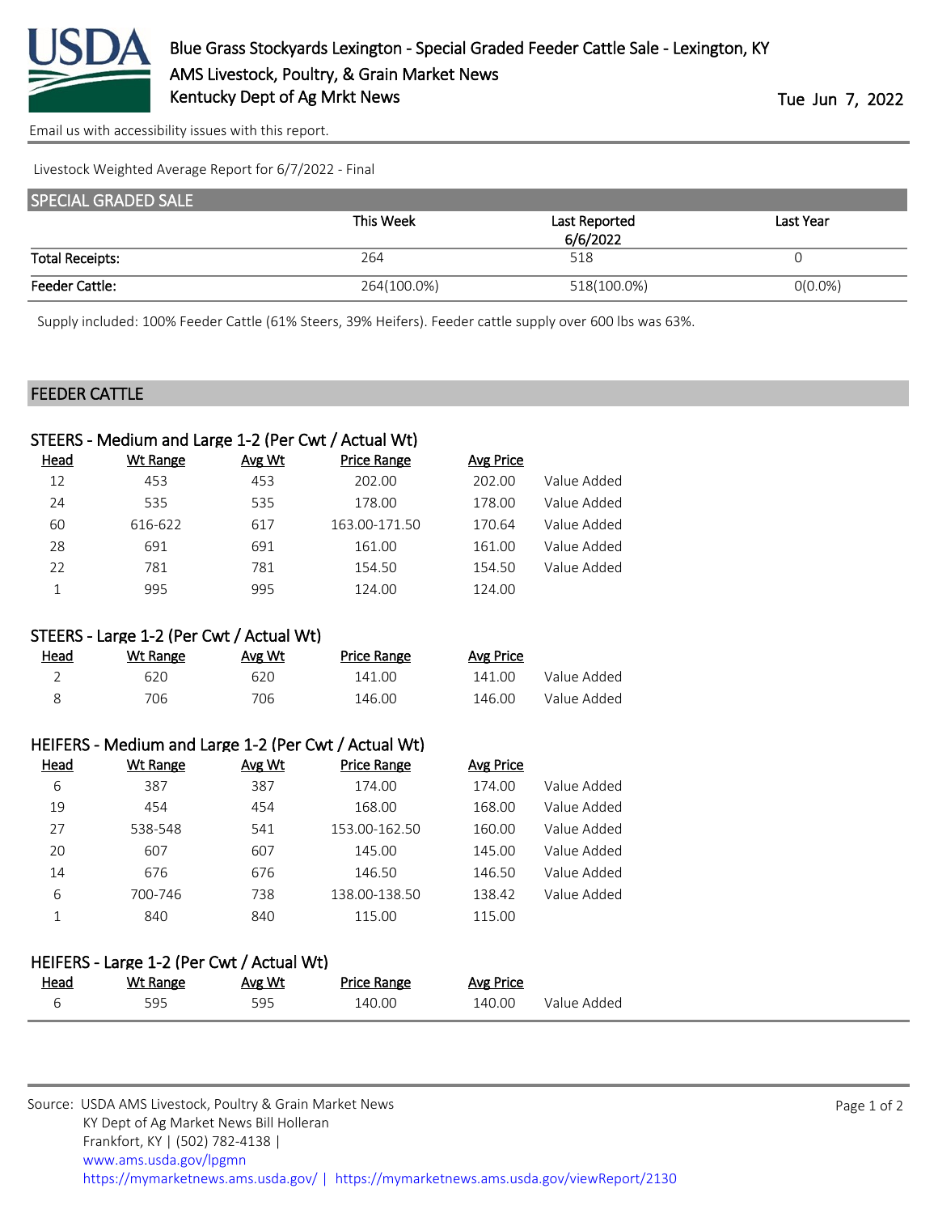# Blue Grass Stockyards Lexington - Special Graded Feeder Cattle Sale - Lexington, KY

AMS Livestock, Poultry, & Grain Market News

Kentucky Dept of Ag Mrkt News

Tue Jun 7, 2022

Email us with accessibility issues with this report.

Livestock Weighted Average Report for 6/7/2022 - Final

## SPECIAL GRADED SALE

| | This Week | Last Reported 6/6/2022 | Last Year |
|---|---|---|---|
| Total Receipts: | 264 | 518 | 0 |
| Feeder Cattle: | 264(100.0%) | 518(100.0%) | 0(0.0%) |

Supply included: 100% Feeder Cattle (61% Steers, 39% Heifers). Feeder cattle supply over 600 lbs was 63%.

## FEEDER CATTLE

### STEERS - Medium and Large 1-2 (Per Cwt / Actual Wt)

| Head | Wt Range | Avg Wt | Price Range | Avg Price | |
|---|---|---|---|---|---|
| 12 | 453 | 453 | 202.00 | 202.00 | Value Added |
| 24 | 535 | 535 | 178.00 | 178.00 | Value Added |
| 60 | 616-622 | 617 | 163.00-171.50 | 170.64 | Value Added |
| 28 | 691 | 691 | 161.00 | 161.00 | Value Added |
| 22 | 781 | 781 | 154.50 | 154.50 | Value Added |
| 1 | 995 | 995 | 124.00 | 124.00 | |

### STEERS - Large 1-2 (Per Cwt / Actual Wt)

| Head | Wt Range | Avg Wt | Price Range | Avg Price | |
|---|---|---|---|---|---|
| 2 | 620 | 620 | 141.00 | 141.00 | Value Added |
| 8 | 706 | 706 | 146.00 | 146.00 | Value Added |

### HEIFERS - Medium and Large 1-2 (Per Cwt / Actual Wt)

| Head | Wt Range | Avg Wt | Price Range | Avg Price | |
|---|---|---|---|---|---|
| 6 | 387 | 387 | 174.00 | 174.00 | Value Added |
| 19 | 454 | 454 | 168.00 | 168.00 | Value Added |
| 27 | 538-548 | 541 | 153.00-162.50 | 160.00 | Value Added |
| 20 | 607 | 607 | 145.00 | 145.00 | Value Added |
| 14 | 676 | 676 | 146.50 | 146.50 | Value Added |
| 6 | 700-746 | 738 | 138.00-138.50 | 138.42 | Value Added |
| 1 | 840 | 840 | 115.00 | 115.00 | |

### HEIFERS - Large 1-2 (Per Cwt / Actual Wt)

| Head | Wt Range | Avg Wt | Price Range | Avg Price | |
|---|---|---|---|---|---|
| 6 | 595 | 595 | 140.00 | 140.00 | Value Added |

Source: USDA AMS Livestock, Poultry & Grain Market News
KY Dept of Ag Market News Bill Holleran
Frankfort, KY | (502) 782-4138 |
www.ams.usda.gov/lpgmn
https://mymarketnews.ams.usda.gov/ | https://mymarketnews.ams.usda.gov/viewReport/2130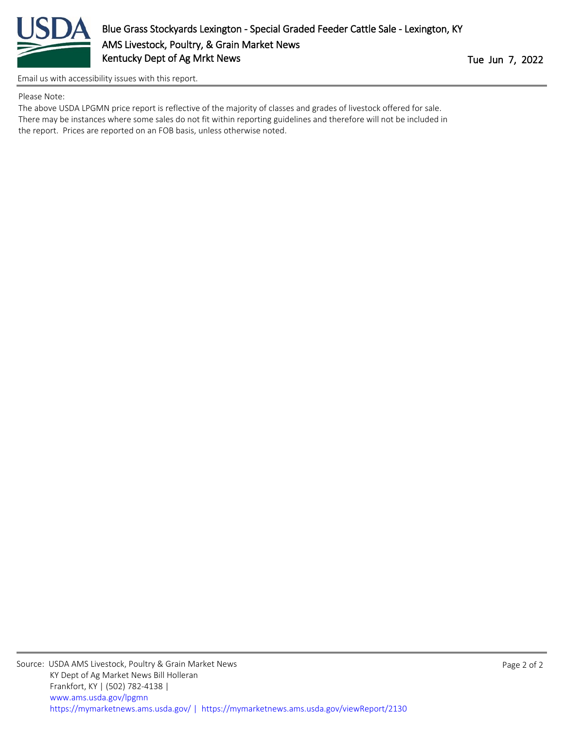Please Note:

The above USDA LPGMN price report is reflective of the majority of classes and grades of livestock offered for sale. There may be instances where some sales do not fit within reporting guidelines and therefore will not be included in the report. Prices are reported on an FOB basis, unless otherwise noted.